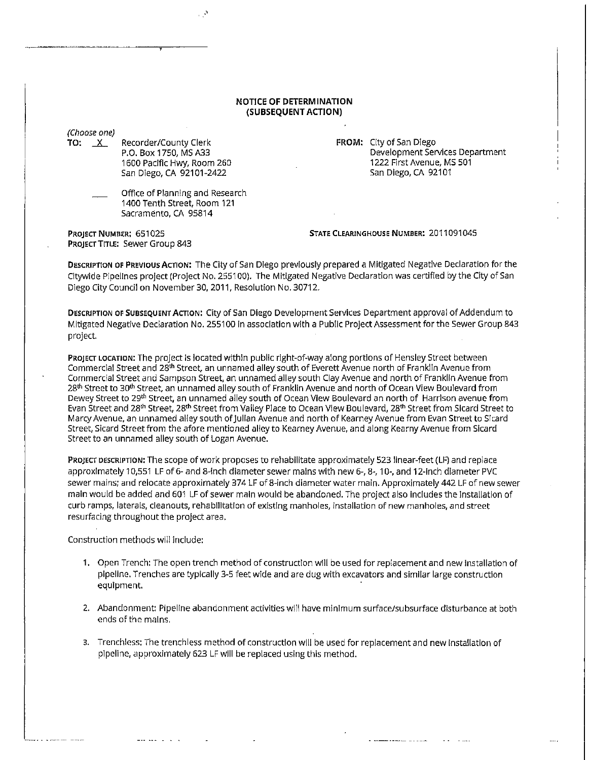# NOTICE OF DETERMINATION
## (SUBSEQUENT ACTION)

*(Choose one)*

**TO:** X Recorder/County Clerk
P.O. Box 1750, MS A33
1600 Pacific Hwy, Room 260
San Diego, CA 92101-2422

___ Office of Planning and Research
1400 Tenth Street, Room 121
Sacramento, CA 95814

**FROM:** City of San Diego
Development Services Department
1222 First Avenue, MS 501
San Diego, CA 92101

**PROJECT NUMBER:** 651025

**PROJECT TITLE:** Sewer Group 843

**STATE CLEARINGHOUSE NUMBER:** 2011091045

**DESCRIPTION OF PREVIOUS ACTION:** The City of San Diego previously prepared a Mitigated Negative Declaration for the Citywide Pipelines project (Project No. 255100). The Mitigated Negative Declaration was certified by the City of San Diego City Council on November 30, 2011, Resolution No. 30712.

**DESCRIPTION OF SUBSEQUENT ACTION:** City of San Diego Development Services Department approval of Addendum to Mitigated Negative Declaration No. 255100 in association with a Public Project Assessment for the Sewer Group 843 project.

**PROJECT LOCATION:** The project is located within public right-of-way along portions of Hensley Street between Commercial Street and 28th Street, an unnamed alley south of Everett Avenue north of Franklin Avenue from Commercial Street and Sampson Street, an unnamed alley south Clay Avenue and north of Franklin Avenue from 28th Street to 30th Street, an unnamed alley south of Franklin Avenue and north of Ocean View Boulevard from Dewey Street to 29th Street, an unnamed alley south of Ocean View Boulevard an north of Harrison avenue from Evan Street and 28th Street, 28th Street from Valley Place to Ocean View Boulevard, 28th Street from Sicard Street to Marcy Avenue, an unnamed alley south of Julian Avenue and north of Kearney Avenue from Evan Street to Sicard Street, Sicard Street from the afore mentioned alley to Kearney Avenue, and along Kearny Avenue from Sicard Street to an unnamed alley south of Logan Avenue.

**PROJECT DESCRIPTION:** The scope of work proposes to rehabilitate approximately 523 linear-feet (LF) and replace approximately 10,551 LF of 6- and 8-inch diameter sewer mains with new 6-, 8-, 10-, and 12-inch diameter PVC sewer mains; and relocate approximately 374 LF of 8-inch diameter water main. Approximately 442 LF of new sewer main would be added and 601 LF of sewer main would be abandoned. The project also includes the installation of curb ramps, laterals, cleanouts, rehabilitation of existing manholes, installation of new manholes, and street resurfacing throughout the project area.

Construction methods will include:

1. Open Trench: The open trench method of construction will be used for replacement and new installation of pipeline. Trenches are typically 3-5 feet wide and are dug with excavators and similar large construction equipment.

2. Abandonment: Pipeline abandonment activities will have minimum surface/subsurface disturbance at both ends of the mains.

3. Trenchless: The trenchless method of construction will be used for replacement and new installation of pipeline, approximately 623 LF will be replaced using this method.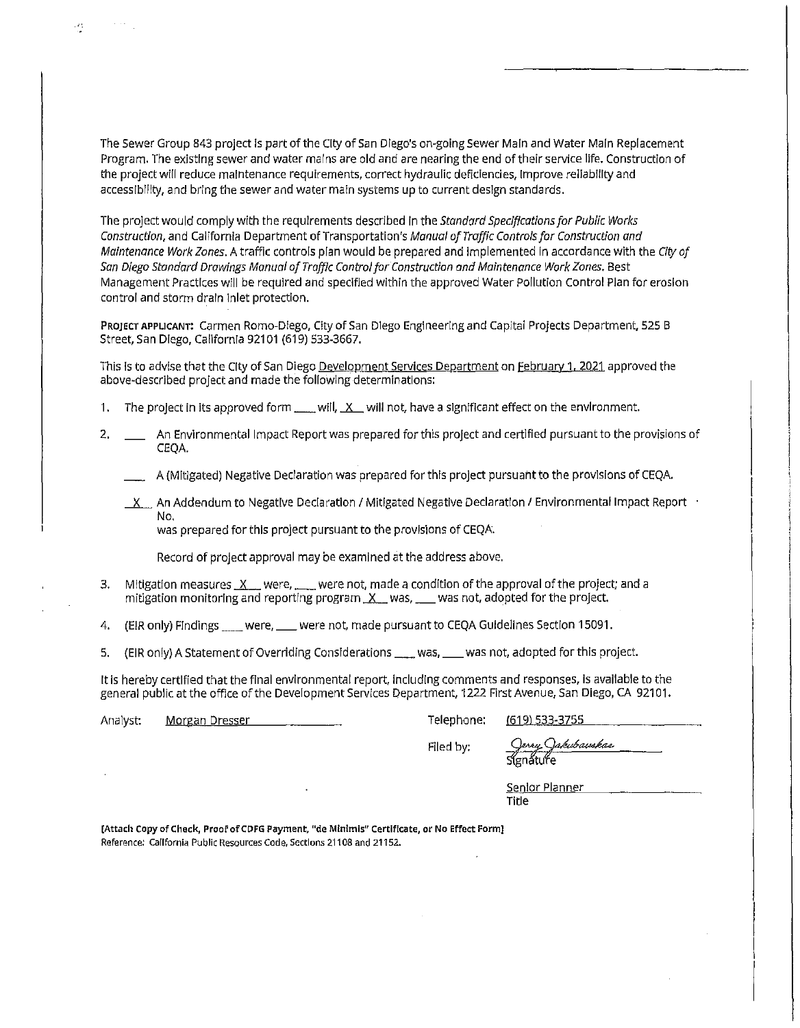The Sewer Group 843 project is part of the City of San Diego's on-going Sewer Main and Water Main Replacement Program. The existing sewer and water mains are old and are nearing the end of their service life. Construction of the project will reduce maintenance requirements, correct hydraulic deficiencies, improve reliability and accessibility, and bring the sewer and water main systems up to current design standards.

The project would comply with the requirements described in the *Standard Specifications for Public Works Construction*, and California Department of Transportation's *Manual of Traffic Controls for Construction and Maintenance Work Zones*. A traffic controls plan would be prepared and implemented in accordance with the *City of San Diego Standard Drawings Manual of Traffic Control for Construction and Maintenance Work Zones*. Best Management Practices will be required and specified within the approved Water Pollution Control Plan for erosion control and storm drain inlet protection.

**PROJECT APPLICANT:** Carmen Romo-Diego, City of San Diego Engineering and Capital Projects Department, 525 B Street, San Diego, California 92101 (619) 533-3667.

This is to advise that the City of San Diego Development Services Department on February 1, 2021 approved the above-described project and made the following determinations:

1. The project in its approved form ___ will, _X_ will not, have a significant effect on the environment.

2. ___ An Environmental Impact Report was prepared for this project and certified pursuant to the provisions of CEQA.

   ___ A (Mitigated) Negative Declaration was prepared for this project pursuant to the provisions of CEQA.

   _X_ An Addendum to Negative Declaration / Mitigated Negative Declaration / Environmental Impact Report No. was prepared for this project pursuant to the provisions of CEQA.

   Record of project approval may be examined at the address above.

3. Mitigation measures _X_ were, ___ were not, made a condition of the approval of the project; and a mitigation monitoring and reporting program _X_ was, ___ was not, adopted for the project.

4. (EIR only) Findings ___ were, ___ were not, made pursuant to CEQA Guidelines Section 15091.

5. (EIR only) A Statement of Overriding Considerations ___ was, ___ was not, adopted for this project.

It is hereby certified that the final environmental report, including comments and responses, is available to the general public at the office of the Development Services Department, 1222 First Avenue, San Diego, CA 92101.

Analyst: Morgan Dresser

Telephone: (619) 533-3755

Filed by: Jerry Jakubauskas
Signature

Senior Planner
Title

**[Attach Copy of Check, Proof of CDFG Payment, "de Minimis" Certificate, or No Effect Form]**
Reference: California Public Resources Code, Sections 21108 and 21152.